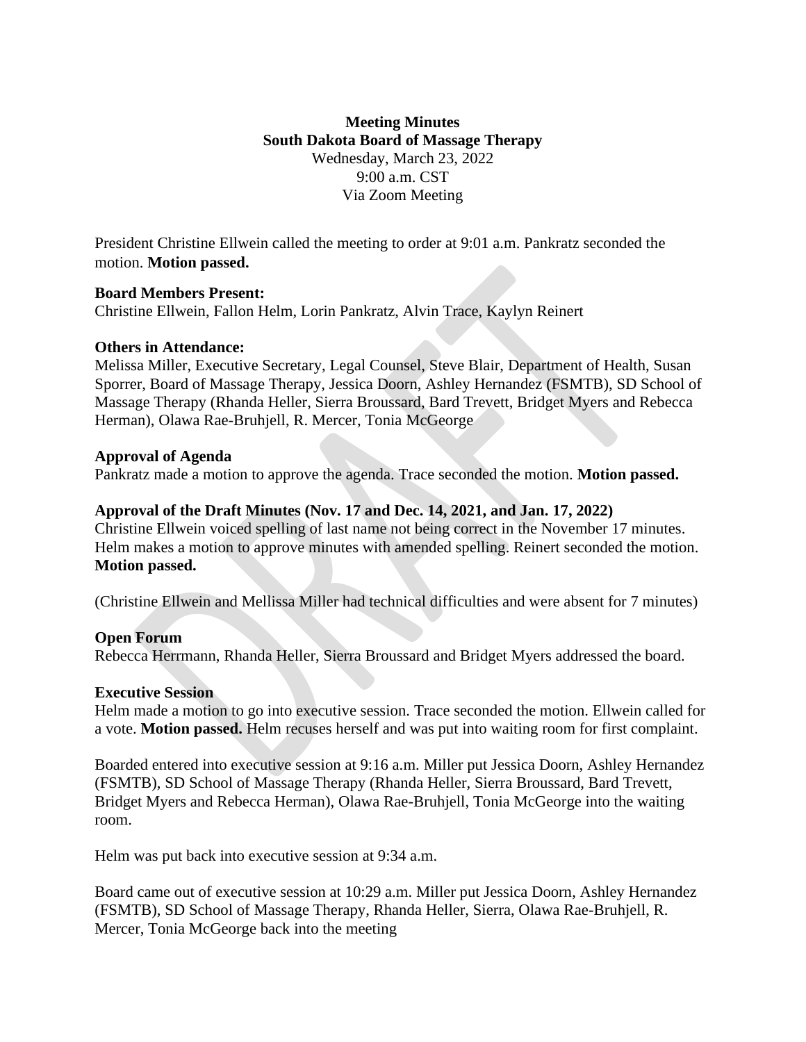**Meeting Minutes**
**South Dakota Board of Massage Therapy**
Wednesday, March 23, 2022
9:00 a.m. CST
Via Zoom Meeting

President Christine Ellwein called the meeting to order at 9:01 a.m. Pankratz seconded the motion. **Motion passed.**

**Board Members Present:**
Christine Ellwein, Fallon Helm, Lorin Pankratz, Alvin Trace, Kaylyn Reinert

**Others in Attendance:**
Melissa Miller, Executive Secretary, Legal Counsel, Steve Blair, Department of Health, Susan Sporrer, Board of Massage Therapy, Jessica Doorn, Ashley Hernandez (FSMTB), SD School of Massage Therapy (Rhanda Heller, Sierra Broussard, Bard Trevett, Bridget Myers and Rebecca Herman), Olawa Rae-Bruhjell, R. Mercer, Tonia McGeorge

**Approval of Agenda**
Pankratz made a motion to approve the agenda. Trace seconded the motion. **Motion passed.**

**Approval of the Draft Minutes (Nov. 17 and Dec. 14, 2021, and Jan. 17, 2022)**
Christine Ellwein voiced spelling of last name not being correct in the November 17 minutes. Helm makes a motion to approve minutes with amended spelling. Reinert seconded the motion. **Motion passed.**

(Christine Ellwein and Mellissa Miller had technical difficulties and were absent for 7 minutes)

**Open Forum**
Rebecca Herrmann, Rhanda Heller, Sierra Broussard and Bridget Myers addressed the board.

**Executive Session**
Helm made a motion to go into executive session. Trace seconded the motion. Ellwein called for a vote. **Motion passed.** Helm recuses herself and was put into waiting room for first complaint.

Boarded entered into executive session at 9:16 a.m. Miller put Jessica Doorn, Ashley Hernandez (FSMTB), SD School of Massage Therapy (Rhanda Heller, Sierra Broussard, Bard Trevett, Bridget Myers and Rebecca Herman), Olawa Rae-Bruhjell, Tonia McGeorge into the waiting room.

Helm was put back into executive session at 9:34 a.m.

Board came out of executive session at 10:29 a.m. Miller put Jessica Doorn, Ashley Hernandez (FSMTB), SD School of Massage Therapy, Rhanda Heller, Sierra, Olawa Rae-Bruhjell, R. Mercer, Tonia McGeorge back into the meeting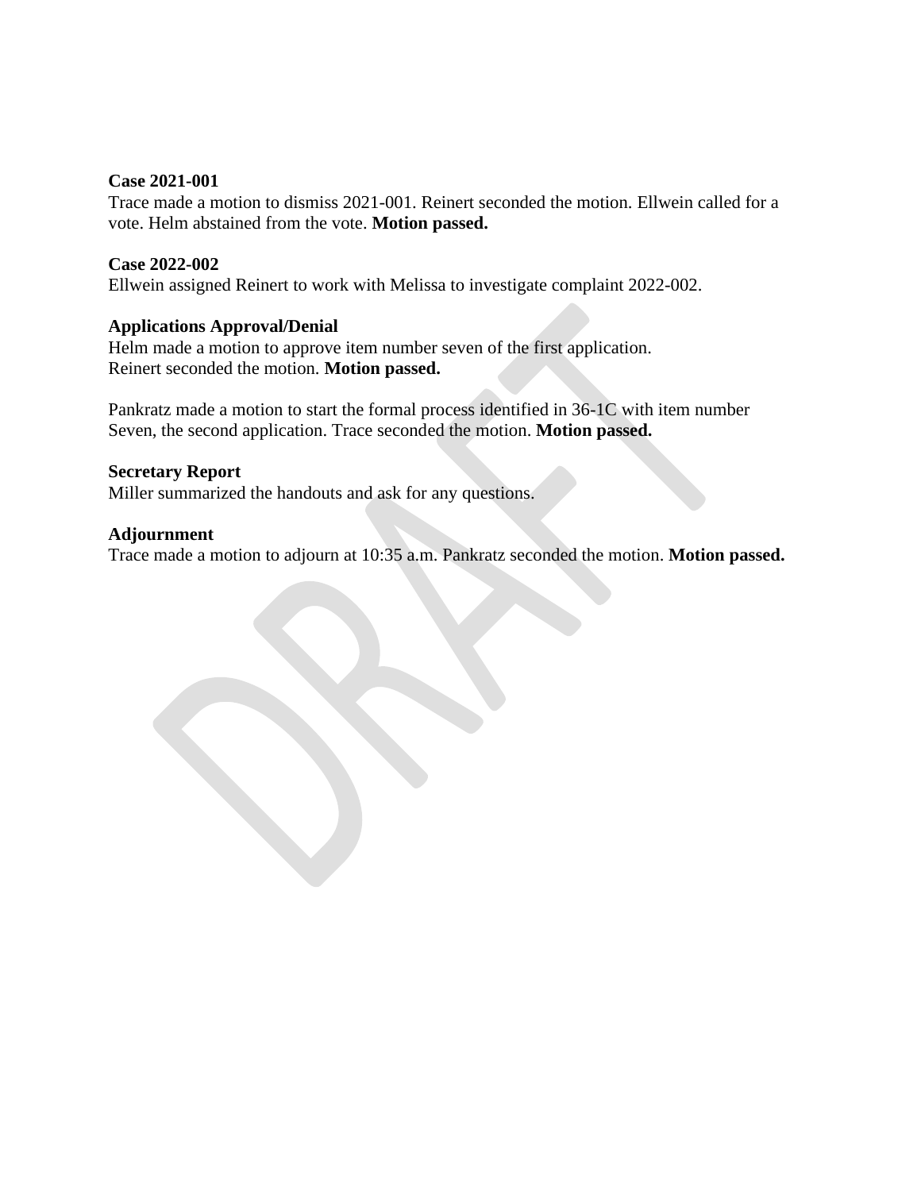**Case 2021-001**
Trace made a motion to dismiss 2021-001. Reinert seconded the motion. Ellwein called for a vote. Helm abstained from the vote. **Motion passed.**

**Case 2022-002**
Ellwein assigned Reinert to work with Melissa to investigate complaint 2022-002.

**Applications Approval/Denial**
Helm made a motion to approve item number seven of the first application.
Reinert seconded the motion. **Motion passed.**

Pankratz made a motion to start the formal process identified in 36-1C with item number Seven, the second application. Trace seconded the motion. **Motion passed.**

**Secretary Report**
Miller summarized the handouts and ask for any questions.

**Adjournment**
Trace made a motion to adjourn at 10:35 a.m. Pankratz seconded the motion. **Motion passed.**